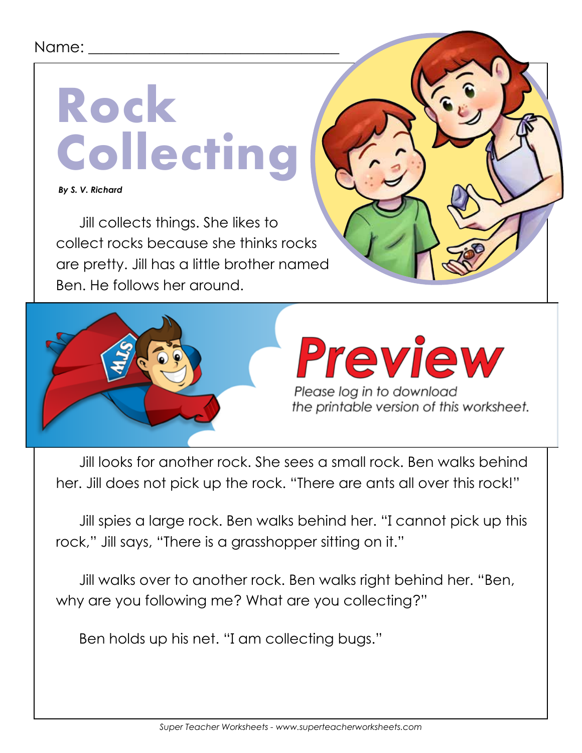Name: ______________________________

# Rock Collecting

***By S. V. Richard***

Jill collects things. She likes to collect rocks because she thinks rocks are pretty. Jill has a little brother named Ben. He follows her around.

**Preview**

*Please log in to download the printable version of this worksheet.*

Jill looks for another rock. She sees a small rock. Ben walks behind her. Jill does not pick up the rock. "There are ants all over this rock!"

Jill spies a large rock. Ben walks behind her. "I cannot pick up this rock," Jill says, "There is a grasshopper sitting on it."

Jill walks over to another rock. Ben walks right behind her. "Ben, why are you following me? What are you collecting?"

Ben holds up his net. "I am collecting bugs."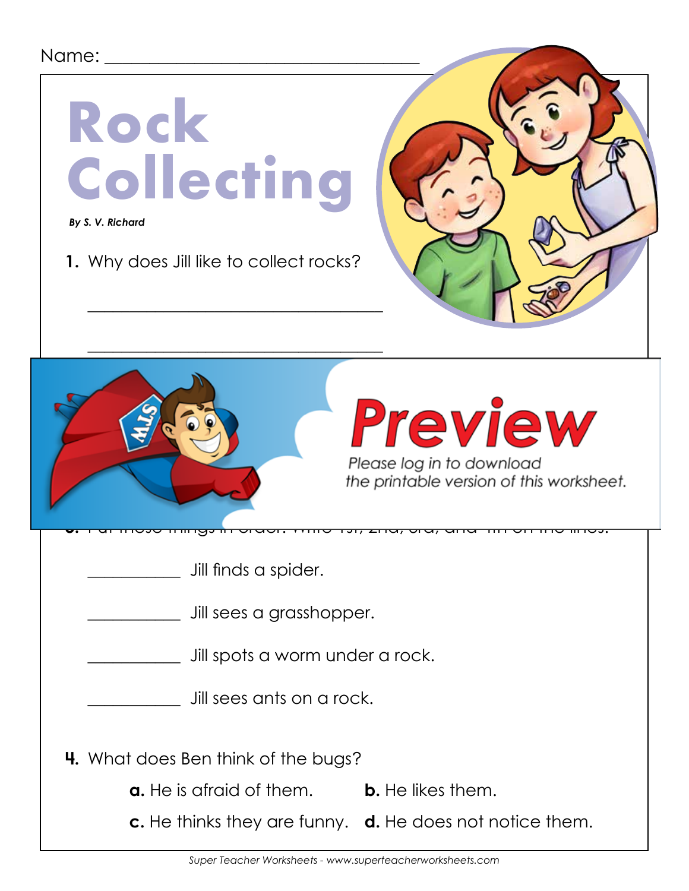Name: ___________________________________

# Rock Collecting

***By S. V. Richard***

**1.** Why does Jill like to collect rocks?

_________________________________

_________________________________

Preview

Please log in to download the printable version of this worksheet.

__________ Jill finds a spider.

__________ Jill sees a grasshopper.

__________ Jill spots a worm under a rock.

__________ Jill sees ants on a rock.

**4.** What does Ben think of the bugs?

**a.** He is afraid of them. **b.** He likes them.

**c.** He thinks they are funny. **d.** He does not notice them.

*Super Teacher Worksheets - www.superteacherworksheets.com*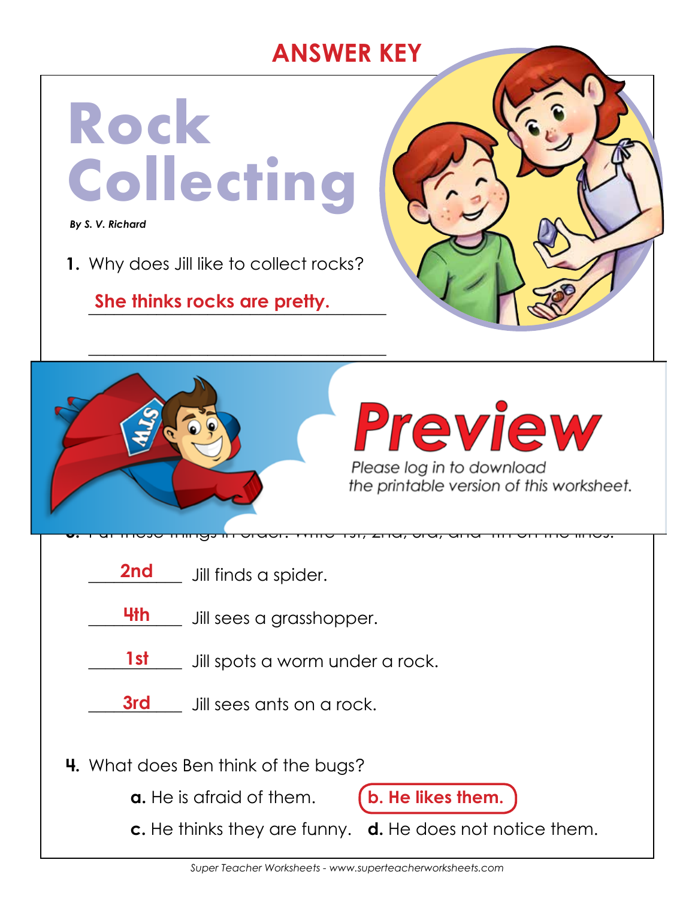# ANSWER KEY

# Rock Collecting

***By S. V. Richard***

1. Why does Jill like to collect rocks?

   She thinks rocks are pretty.

**Preview**

Please log in to download the printable version of this worksheet.

3. Put these things in order. Write 1st, 2nd, 3rd, and 4th on the lines.

   2nd — Jill finds a spider.

   4th — Jill sees a grasshopper.

   1st — Jill spots a worm under a rock.

   3rd — Jill sees ants on a rock.

4. What does Ben think of the bugs?

   **a.** He is afraid of them. **b. He likes them.**

   **c.** He thinks they are funny. **d.** He does not notice them.

*Super Teacher Worksheets - www.superteacherworksheets.com*